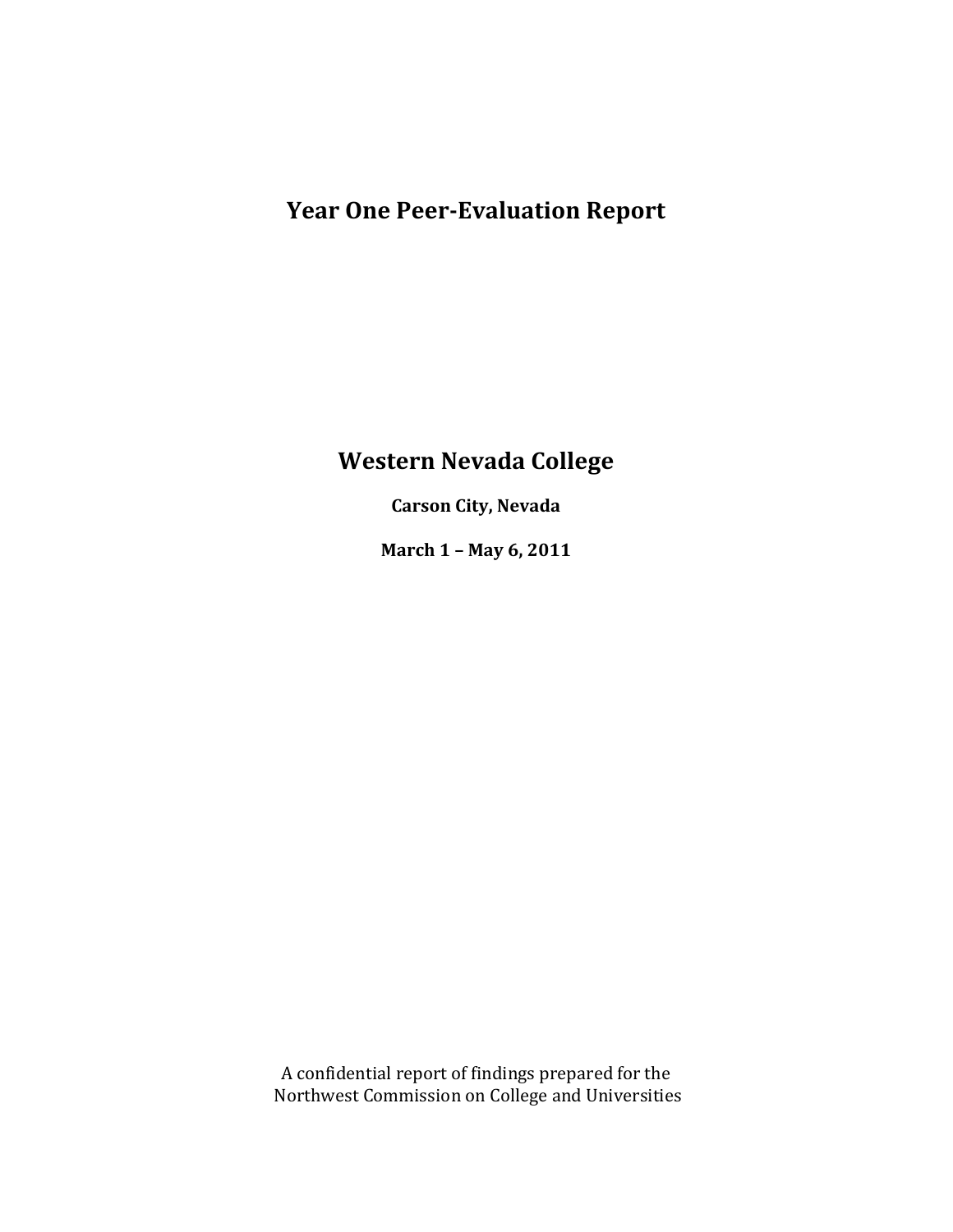# Year One Peer-Evaluation Report

# Western Nevada College

**Carson City, Nevada**

**March 1 – May 6, 2011**

A confidential report of findings prepared for the Northwest Commission on College and Universities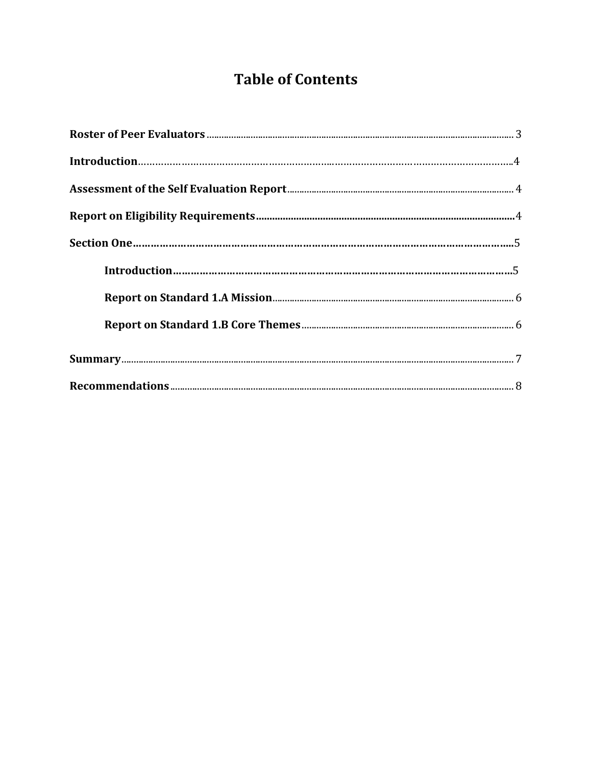# Table of Contents

**Roster of Peer Evaluators** ........ 3

**Introduction** ........ 4

**Assessment of the Self Evaluation Report** ........ 4

**Report on Eligibility Requirements** ........ 4

**Section One** ........ 5

- **Introduction** ........ 5
- **Report on Standard 1.A Mission** ........ 6
- **Report on Standard 1.B Core Themes** ........ 6

**Summary** ........ 7

**Recommendations** ........ 8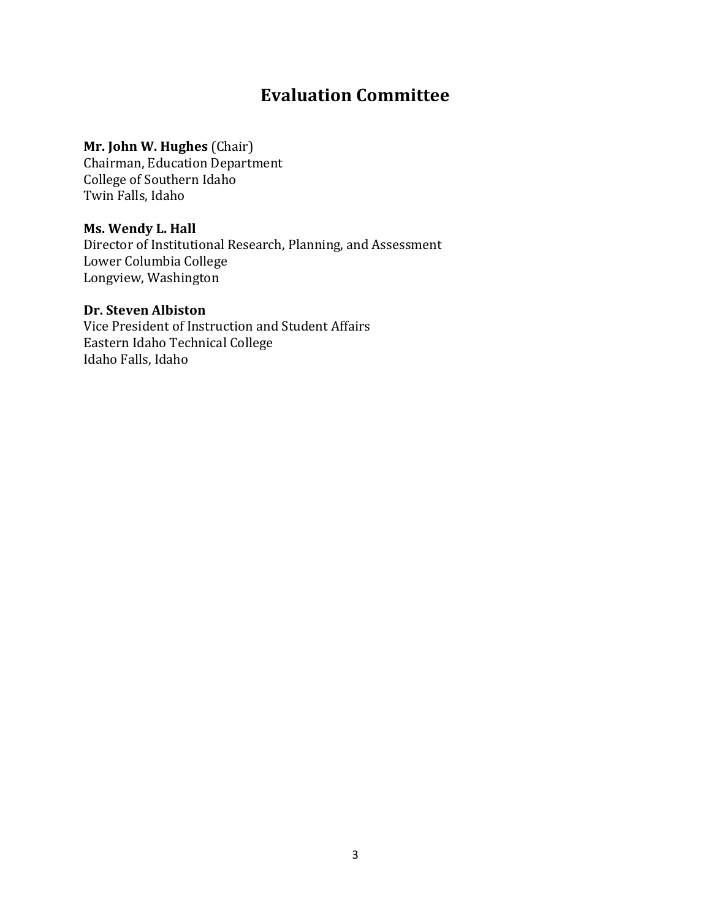# Evaluation Committee

**Mr. John W. Hughes** (Chair)
Chairman, Education Department
College of Southern Idaho
Twin Falls, Idaho

**Ms. Wendy L. Hall**
Director of Institutional Research, Planning, and Assessment
Lower Columbia College
Longview, Washington

**Dr. Steven Albiston**
Vice President of Instruction and Student Affairs
Eastern Idaho Technical College
Idaho Falls, Idaho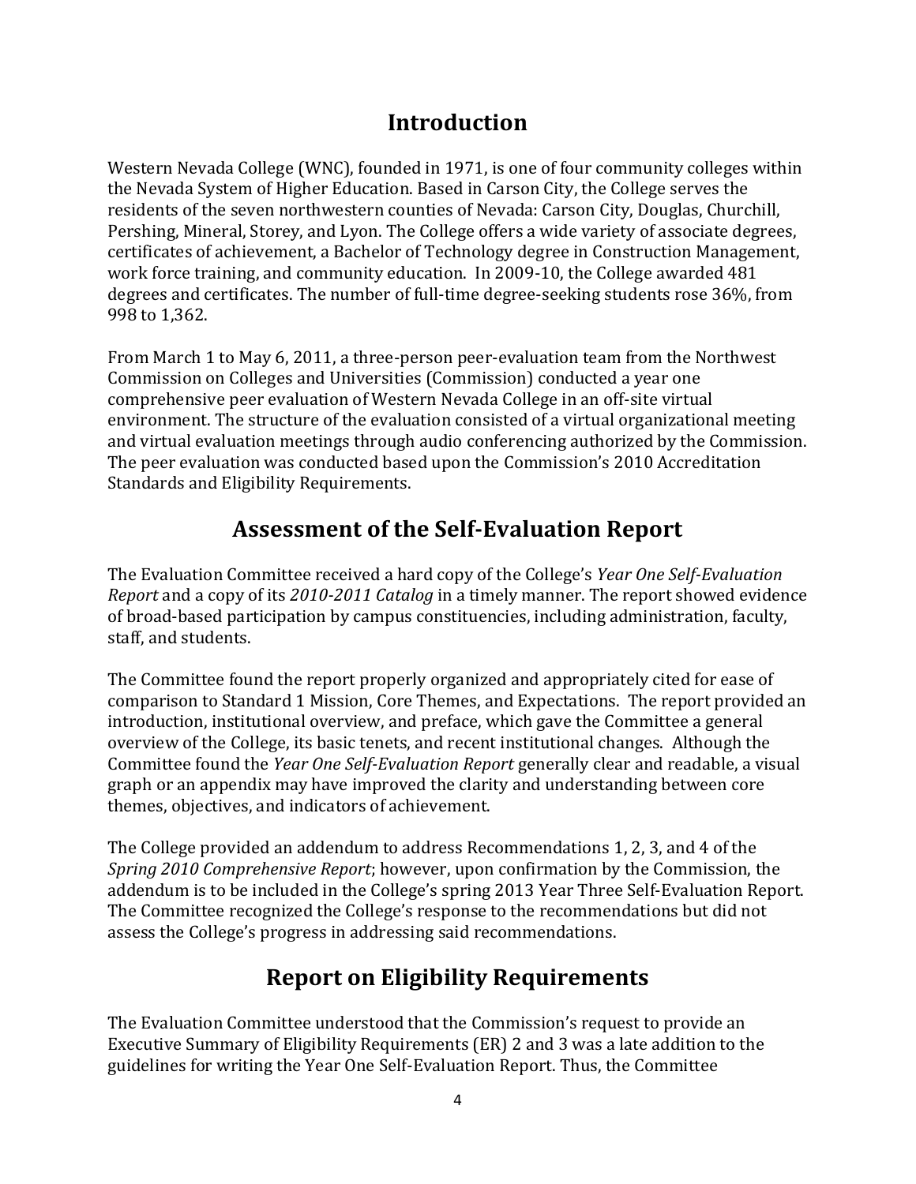## Introduction

Western Nevada College (WNC), founded in 1971, is one of four community colleges within the Nevada System of Higher Education. Based in Carson City, the College serves the residents of the seven northwestern counties of Nevada: Carson City, Douglas, Churchill, Pershing, Mineral, Storey, and Lyon. The College offers a wide variety of associate degrees, certificates of achievement, a Bachelor of Technology degree in Construction Management, work force training, and community education. In 2009-10, the College awarded 481 degrees and certificates. The number of full-time degree-seeking students rose 36%, from 998 to 1,362.

From March 1 to May 6, 2011, a three-person peer-evaluation team from the Northwest Commission on Colleges and Universities (Commission) conducted a year one comprehensive peer evaluation of Western Nevada College in an off-site virtual environment. The structure of the evaluation consisted of a virtual organizational meeting and virtual evaluation meetings through audio conferencing authorized by the Commission. The peer evaluation was conducted based upon the Commission's 2010 Accreditation Standards and Eligibility Requirements.

## Assessment of the Self-Evaluation Report

The Evaluation Committee received a hard copy of the College's *Year One Self-Evaluation Report* and a copy of its *2010-2011 Catalog* in a timely manner. The report showed evidence of broad-based participation by campus constituencies, including administration, faculty, staff, and students.

The Committee found the report properly organized and appropriately cited for ease of comparison to Standard 1 Mission, Core Themes, and Expectations. The report provided an introduction, institutional overview, and preface, which gave the Committee a general overview of the College, its basic tenets, and recent institutional changes. Although the Committee found the *Year One Self-Evaluation Report* generally clear and readable, a visual graph or an appendix may have improved the clarity and understanding between core themes, objectives, and indicators of achievement.

The College provided an addendum to address Recommendations 1, 2, 3, and 4 of the *Spring 2010 Comprehensive Report*; however, upon confirmation by the Commission, the addendum is to be included in the College's spring 2013 Year Three Self-Evaluation Report. The Committee recognized the College's response to the recommendations but did not assess the College's progress in addressing said recommendations.

## Report on Eligibility Requirements

The Evaluation Committee understood that the Commission's request to provide an Executive Summary of Eligibility Requirements (ER) 2 and 3 was a late addition to the guidelines for writing the Year One Self-Evaluation Report. Thus, the Committee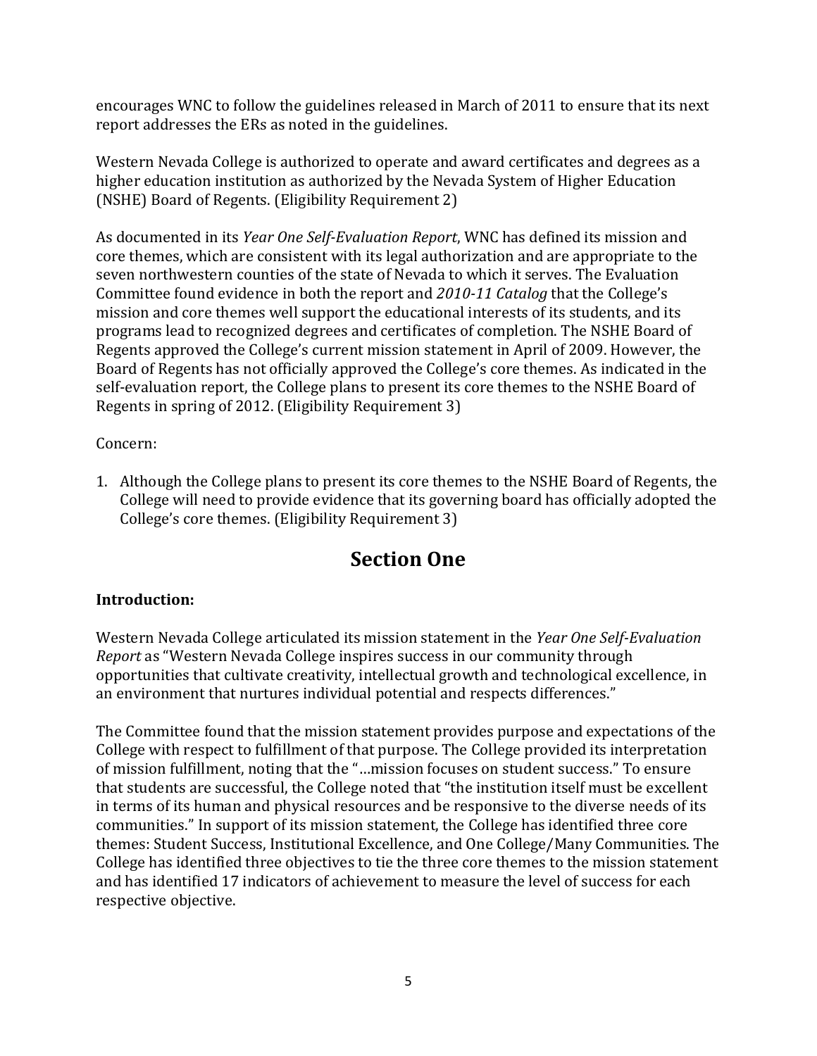encourages WNC to follow the guidelines released in March of 2011 to ensure that its next report addresses the ERs as noted in the guidelines.

Western Nevada College is authorized to operate and award certificates and degrees as a higher education institution as authorized by the Nevada System of Higher Education (NSHE) Board of Regents. (Eligibility Requirement 2)

As documented in its *Year One Self-Evaluation Report*, WNC has defined its mission and core themes, which are consistent with its legal authorization and are appropriate to the seven northwestern counties of the state of Nevada to which it serves. The Evaluation Committee found evidence in both the report and *2010-11 Catalog* that the College's mission and core themes well support the educational interests of its students, and its programs lead to recognized degrees and certificates of completion. The NSHE Board of Regents approved the College's current mission statement in April of 2009. However, the Board of Regents has not officially approved the College's core themes. As indicated in the self-evaluation report, the College plans to present its core themes to the NSHE Board of Regents in spring of 2012. (Eligibility Requirement 3)

Concern:

1. Although the College plans to present its core themes to the NSHE Board of Regents, the College will need to provide evidence that its governing board has officially adopted the College's core themes. (Eligibility Requirement 3)

## Section One

**Introduction:**

Western Nevada College articulated its mission statement in the *Year One Self-Evaluation Report* as "Western Nevada College inspires success in our community through opportunities that cultivate creativity, intellectual growth and technological excellence, in an environment that nurtures individual potential and respects differences."

The Committee found that the mission statement provides purpose and expectations of the College with respect to fulfillment of that purpose. The College provided its interpretation of mission fulfillment, noting that the "…mission focuses on student success." To ensure that students are successful, the College noted that "the institution itself must be excellent in terms of its human and physical resources and be responsive to the diverse needs of its communities." In support of its mission statement, the College has identified three core themes: Student Success, Institutional Excellence, and One College/Many Communities. The College has identified three objectives to tie the three core themes to the mission statement and has identified 17 indicators of achievement to measure the level of success for each respective objective.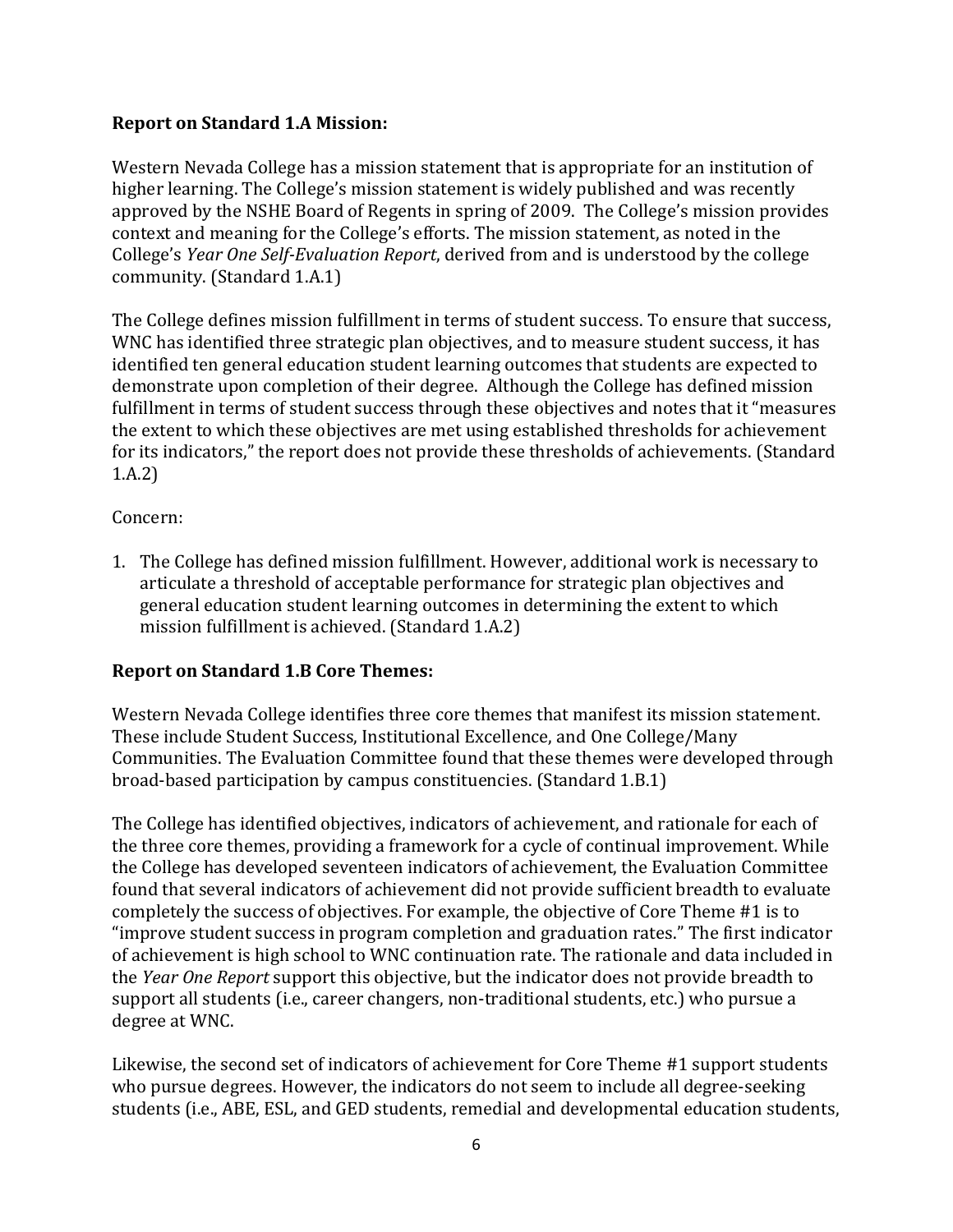**Report on Standard 1.A Mission:**

Western Nevada College has a mission statement that is appropriate for an institution of higher learning. The College's mission statement is widely published and was recently approved by the NSHE Board of Regents in spring of 2009. The College's mission provides context and meaning for the College's efforts. The mission statement, as noted in the College's *Year One Self-Evaluation Report*, derived from and is understood by the college community. (Standard 1.A.1)

The College defines mission fulfillment in terms of student success. To ensure that success, WNC has identified three strategic plan objectives, and to measure student success, it has identified ten general education student learning outcomes that students are expected to demonstrate upon completion of their degree. Although the College has defined mission fulfillment in terms of student success through these objectives and notes that it "measures the extent to which these objectives are met using established thresholds for achievement for its indicators," the report does not provide these thresholds of achievements. (Standard 1.A.2)

Concern:

1. The College has defined mission fulfillment. However, additional work is necessary to articulate a threshold of acceptable performance for strategic plan objectives and general education student learning outcomes in determining the extent to which mission fulfillment is achieved. (Standard 1.A.2)

**Report on Standard 1.B Core Themes:**

Western Nevada College identifies three core themes that manifest its mission statement. These include Student Success, Institutional Excellence, and One College/Many Communities. The Evaluation Committee found that these themes were developed through broad-based participation by campus constituencies. (Standard 1.B.1)

The College has identified objectives, indicators of achievement, and rationale for each of the three core themes, providing a framework for a cycle of continual improvement. While the College has developed seventeen indicators of achievement, the Evaluation Committee found that several indicators of achievement did not provide sufficient breadth to evaluate completely the success of objectives. For example, the objective of Core Theme #1 is to "improve student success in program completion and graduation rates." The first indicator of achievement is high school to WNC continuation rate. The rationale and data included in the *Year One Report* support this objective, but the indicator does not provide breadth to support all students (i.e., career changers, non-traditional students, etc.) who pursue a degree at WNC.

Likewise, the second set of indicators of achievement for Core Theme #1 support students who pursue degrees. However, the indicators do not seem to include all degree-seeking students (i.e., ABE, ESL, and GED students, remedial and developmental education students,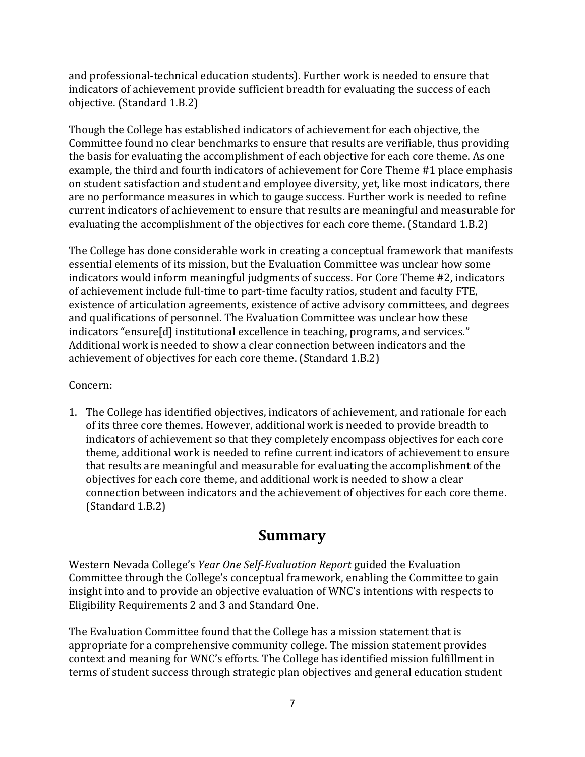and professional-technical education students). Further work is needed to ensure that indicators of achievement provide sufficient breadth for evaluating the success of each objective. (Standard 1.B.2)

Though the College has established indicators of achievement for each objective, the Committee found no clear benchmarks to ensure that results are verifiable, thus providing the basis for evaluating the accomplishment of each objective for each core theme. As one example, the third and fourth indicators of achievement for Core Theme #1 place emphasis on student satisfaction and student and employee diversity, yet, like most indicators, there are no performance measures in which to gauge success. Further work is needed to refine current indicators of achievement to ensure that results are meaningful and measurable for evaluating the accomplishment of the objectives for each core theme. (Standard 1.B.2)

The College has done considerable work in creating a conceptual framework that manifests essential elements of its mission, but the Evaluation Committee was unclear how some indicators would inform meaningful judgments of success. For Core Theme #2, indicators of achievement include full-time to part-time faculty ratios, student and faculty FTE, existence of articulation agreements, existence of active advisory committees, and degrees and qualifications of personnel. The Evaluation Committee was unclear how these indicators "ensure[d] institutional excellence in teaching, programs, and services." Additional work is needed to show a clear connection between indicators and the achievement of objectives for each core theme. (Standard 1.B.2)

Concern:

1. The College has identified objectives, indicators of achievement, and rationale for each of its three core themes. However, additional work is needed to provide breadth to indicators of achievement so that they completely encompass objectives for each core theme, additional work is needed to refine current indicators of achievement to ensure that results are meaningful and measurable for evaluating the accomplishment of the objectives for each core theme, and additional work is needed to show a clear connection between indicators and the achievement of objectives for each core theme. (Standard 1.B.2)

## Summary

Western Nevada College's *Year One Self-Evaluation Report* guided the Evaluation Committee through the College's conceptual framework, enabling the Committee to gain insight into and to provide an objective evaluation of WNC's intentions with respects to Eligibility Requirements 2 and 3 and Standard One.

The Evaluation Committee found that the College has a mission statement that is appropriate for a comprehensive community college. The mission statement provides context and meaning for WNC's efforts. The College has identified mission fulfillment in terms of student success through strategic plan objectives and general education student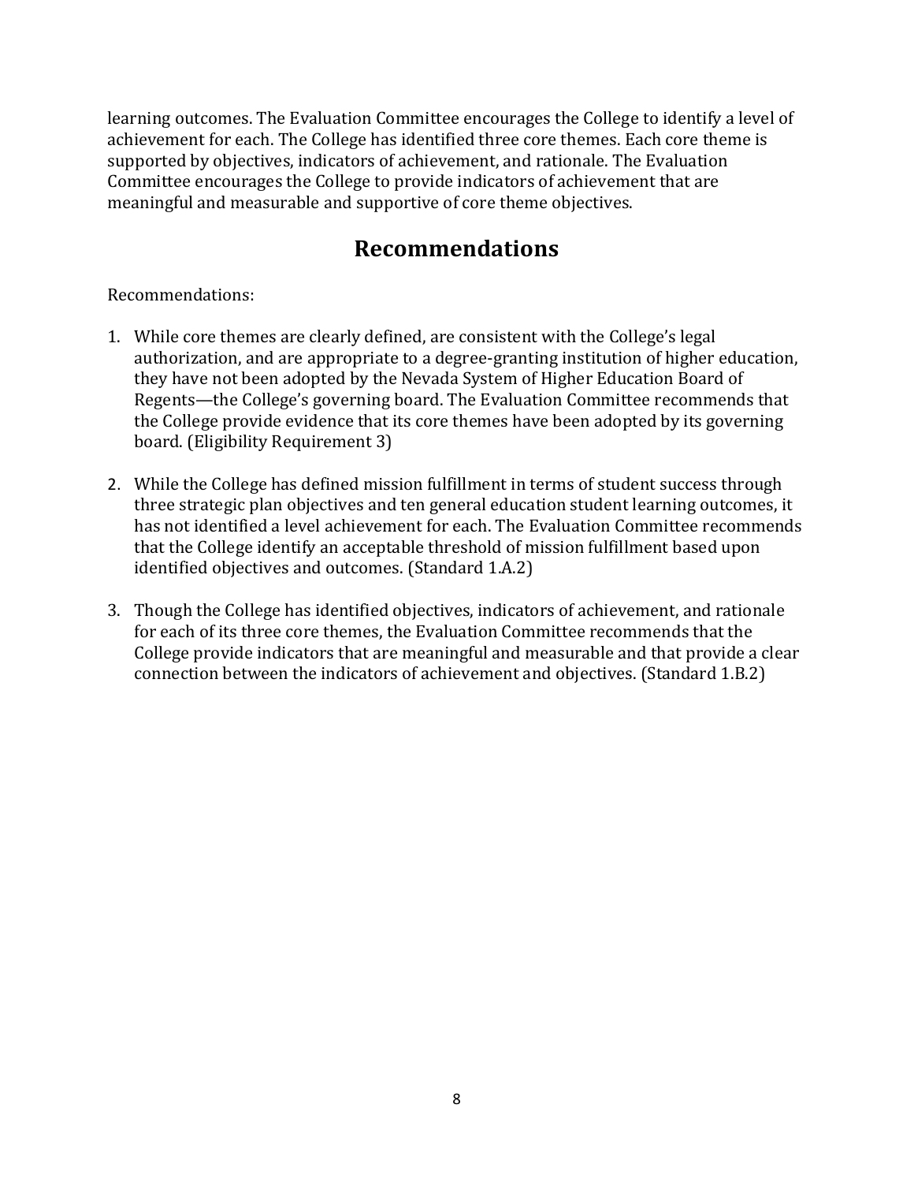learning outcomes. The Evaluation Committee encourages the College to identify a level of achievement for each. The College has identified three core themes. Each core theme is supported by objectives, indicators of achievement, and rationale. The Evaluation Committee encourages the College to provide indicators of achievement that are meaningful and measurable and supportive of core theme objectives.

## Recommendations

Recommendations:

1. While core themes are clearly defined, are consistent with the College's legal authorization, and are appropriate to a degree-granting institution of higher education, they have not been adopted by the Nevada System of Higher Education Board of Regents—the College's governing board. The Evaluation Committee recommends that the College provide evidence that its core themes have been adopted by its governing board. (Eligibility Requirement 3)

2. While the College has defined mission fulfillment in terms of student success through three strategic plan objectives and ten general education student learning outcomes, it has not identified a level achievement for each. The Evaluation Committee recommends that the College identify an acceptable threshold of mission fulfillment based upon identified objectives and outcomes. (Standard 1.A.2)

3. Though the College has identified objectives, indicators of achievement, and rationale for each of its three core themes, the Evaluation Committee recommends that the College provide indicators that are meaningful and measurable and that provide a clear connection between the indicators of achievement and objectives. (Standard 1.B.2)